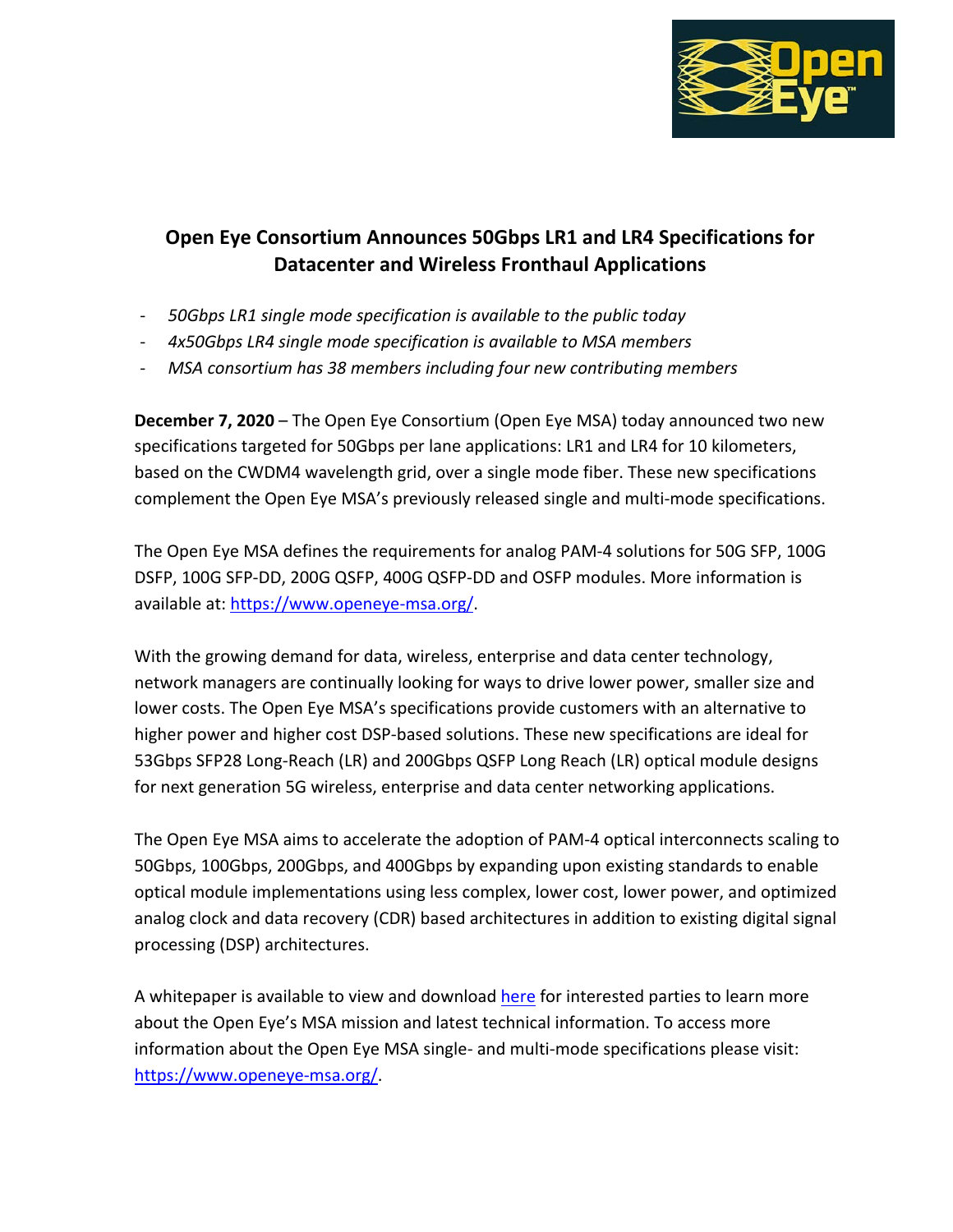# Open Eye Consortium Announces 50Gbps LR1 and LR4 Specifications for Datacenter and Wireless Fronthaul Applications

- *50Gbps LR1 single mode specification is available to the public today*
- *4x50Gbps LR4 single mode specification is available to MSA members*
- *MSA consortium has 38 members including four new contributing members*

**December 7, 2020** – The Open Eye Consortium (Open Eye MSA) today announced two new specifications targeted for 50Gbps per lane applications: LR1 and LR4 for 10 kilometers, based on the CWDM4 wavelength grid, over a single mode fiber. These new specifications complement the Open Eye MSA's previously released single and multi-mode specifications.

The Open Eye MSA defines the requirements for analog PAM-4 solutions for 50G SFP, 100G DSFP, 100G SFP-DD, 200G QSFP, 400G QSFP-DD and OSFP modules. More information is available at: [https://www.openeye-msa.org/](https://www.openeye-msa.org/).

With the growing demand for data, wireless, enterprise and data center technology, network managers are continually looking for ways to drive lower power, smaller size and lower costs. The Open Eye MSA's specifications provide customers with an alternative to higher power and higher cost DSP-based solutions. These new specifications are ideal for 53Gbps SFP28 Long-Reach (LR) and 200Gbps QSFP Long Reach (LR) optical module designs for next generation 5G wireless, enterprise and data center networking applications.

The Open Eye MSA aims to accelerate the adoption of PAM-4 optical interconnects scaling to 50Gbps, 100Gbps, 200Gbps, and 400Gbps by expanding upon existing standards to enable optical module implementations using less complex, lower cost, lower power, and optimized analog clock and data recovery (CDR) based architectures in addition to existing digital signal processing (DSP) architectures.

A whitepaper is available to view and download here for interested parties to learn more about the Open Eye's MSA mission and latest technical information. To access more information about the Open Eye MSA single- and multi-mode specifications please visit: [https://www.openeye-msa.org/](https://www.openeye-msa.org/).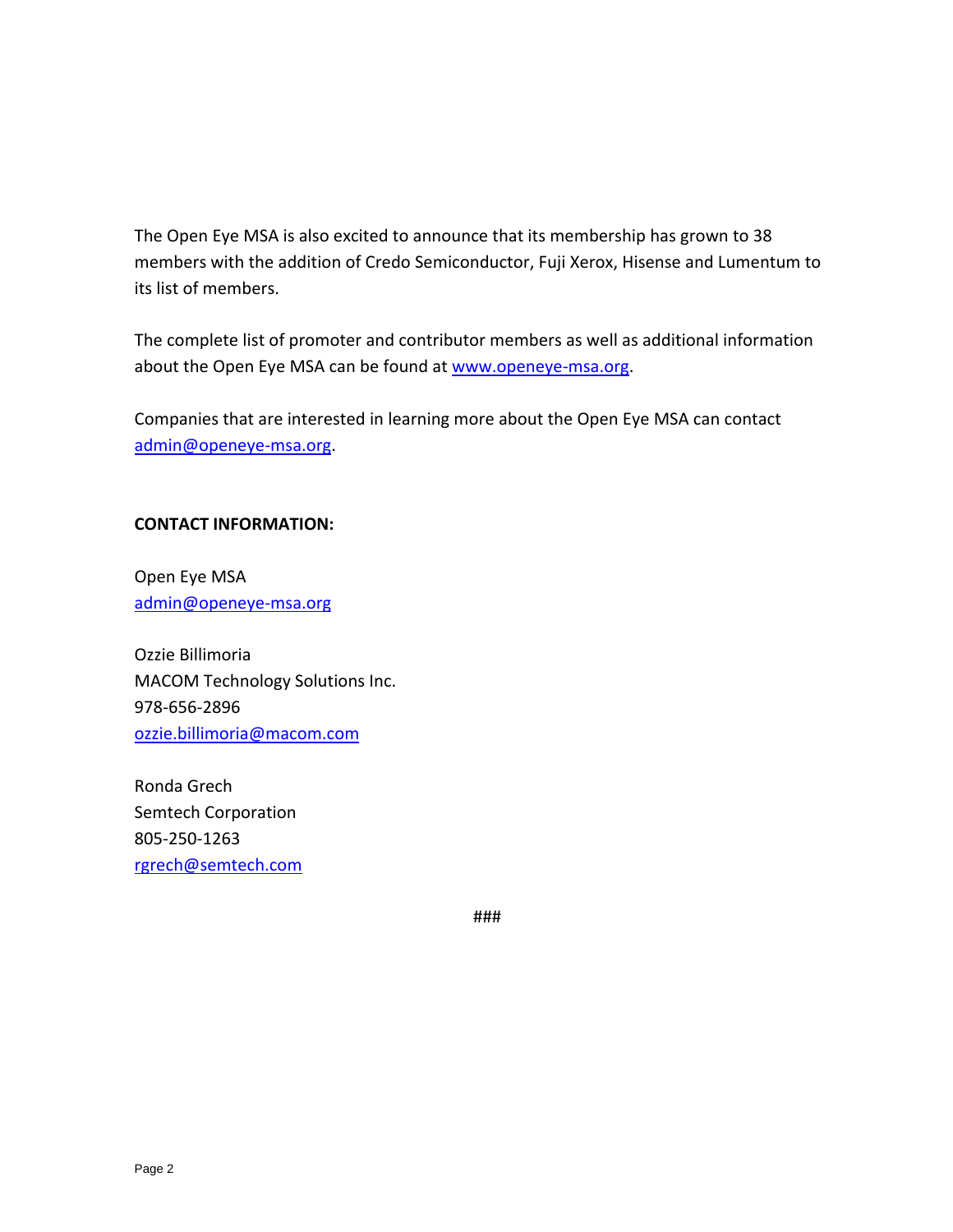The Open Eye MSA is also excited to announce that its membership has grown to 38 members with the addition of Credo Semiconductor, Fuji Xerox, Hisense and Lumentum to its list of members.

The complete list of promoter and contributor members as well as additional information about the Open Eye MSA can be found at [www.openeye-msa.org](http://www.openeye-msa.org).

Companies that are interested in learning more about the Open Eye MSA can contact [admin@openeye-msa.org](mailto:admin@openeye-msa.org).

**CONTACT INFORMATION:**

Open Eye MSA
[admin@openeye-msa.org](mailto:admin@openeye-msa.org)

Ozzie Billimoria
MACOM Technology Solutions Inc.
978-656-2896
[ozzie.billimoria@macom.com](mailto:ozzie.billimoria@macom.com)

Ronda Grech
Semtech Corporation
805-250-1263
[rgrech@semtech.com](mailto:rgrech@semtech.com)

###